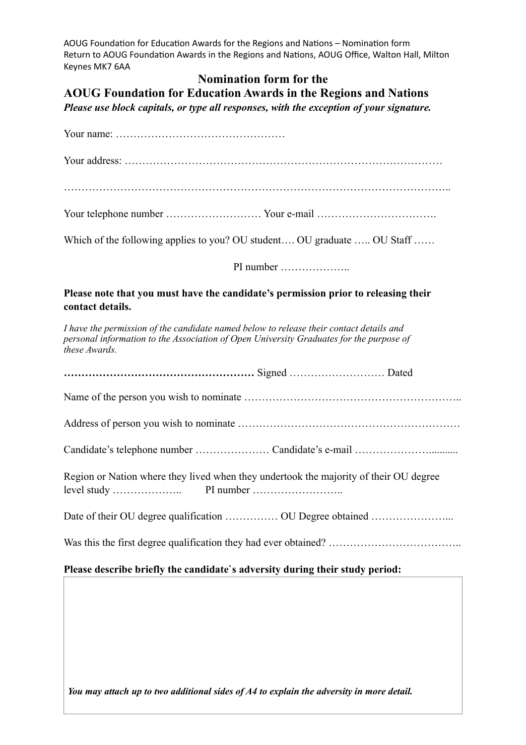AOUG Foundation for Education Awards for the Regions and Nations – Nomination form
Return to AOUG Foundation Awards in the Regions and Nations, AOUG Office, Walton Hall, Milton Keynes MK7 6AA

## Nomination form for the
## AOUG Foundation for Education Awards in the Regions and Nations

***Please use block capitals, or type all responses, with the exception of your signature.***

Your name: …………………………………………

Your address: ……………………………………………………………………………

………………………………………………………………………………………………..

Your telephone number ……………………… Your e-mail …………………………….

Which of the following applies to you? OU student…. OU graduate ….. OU Staff ……

PI number ………………..

**Please note that you must have the candidate's permission prior to releasing their contact details.**

*I have the permission of the candidate named below to release their contact details and personal information to the Association of Open University Graduates for the purpose of these Awards.*

**………………………………………………** Signed ……………………… Dated

Name of the person you wish to nominate …………………………………………………..

Address of person you wish to nominate ……………………………………………………

Candidate's telephone number ………………… Candidate's e-mail …………………...........

Region or Nation where they lived when they undertook the majority of their OU degree level study ……………….. PI number ……………………..

Date of their OU degree qualification …………… OU Degree obtained …………………...

Was this the first degree qualification they had ever obtained? ………………………………..

**Please describe briefly the candidate`s adversity during their study period:**

***You may attach up to two additional sides of A4 to explain the adversity in more detail.***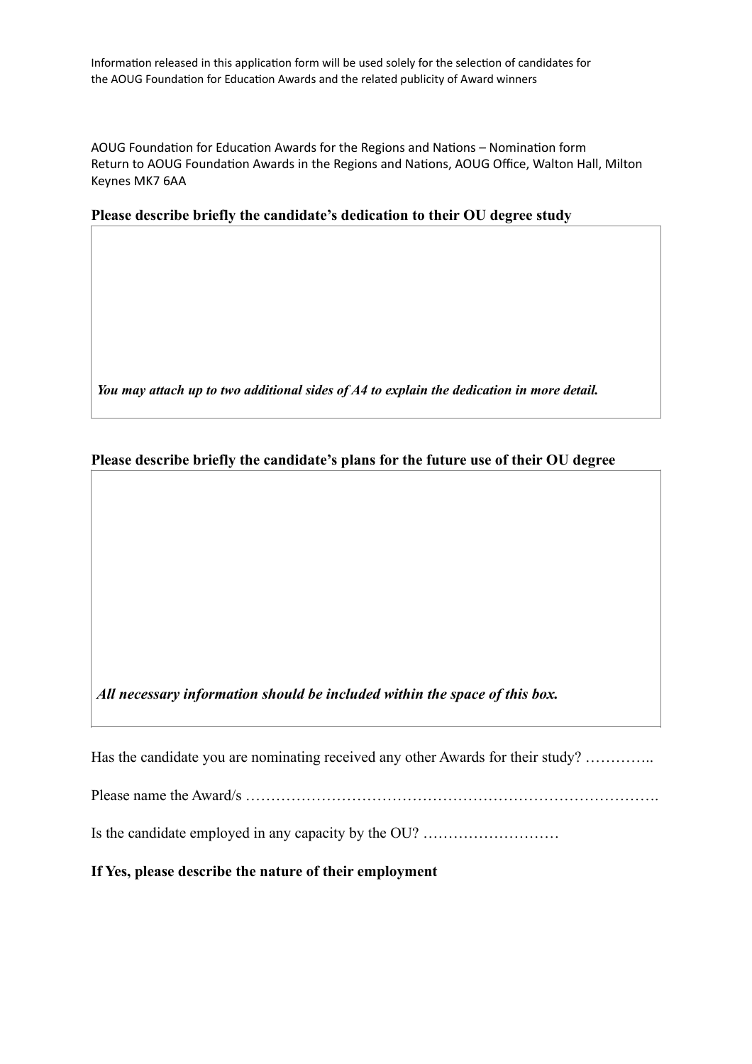Information released in this application form will be used solely for the selection of candidates for the AOUG Foundation for Education Awards and the related publicity of Award winners

AOUG Foundation for Education Awards for the Regions and Nations – Nomination form
Return to AOUG Foundation Awards in the Regions and Nations, AOUG Office, Walton Hall, Milton Keynes MK7 6AA

**Please describe briefly the candidate's dedication to their OU degree study**

*You may attach up to two additional sides of A4 to explain the dedication in more detail.*

**Please describe briefly the candidate's plans for the future use of their OU degree**

*All necessary information should be included within the space of this box.*

Has the candidate you are nominating received any other Awards for their study? …………..

Please name the Award/s ……………………………………………………………………….

Is the candidate employed in any capacity by the OU? ………………………

**If Yes, please describe the nature of their employment**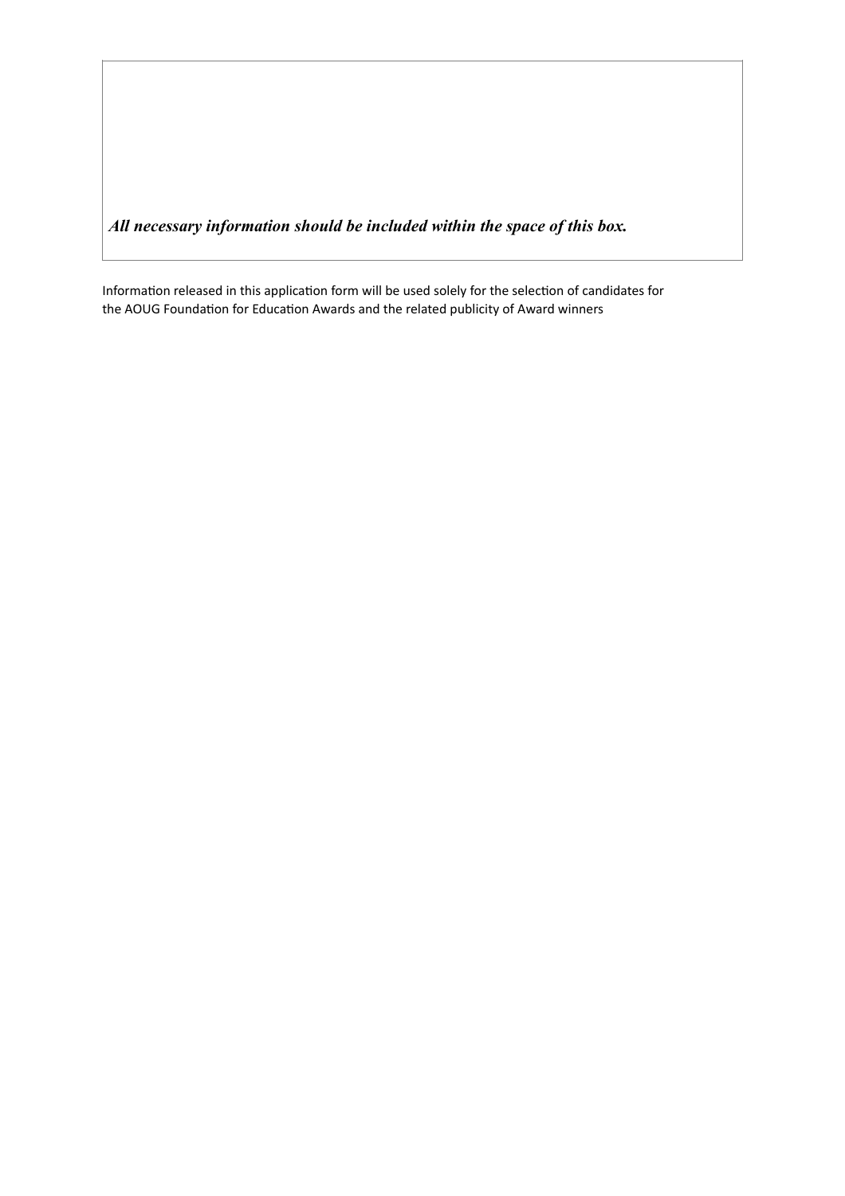***All necessary information should be included within the space of this box.***

Information released in this application form will be used solely for the selection of candidates for the AOUG Foundation for Education Awards and the related publicity of Award winners